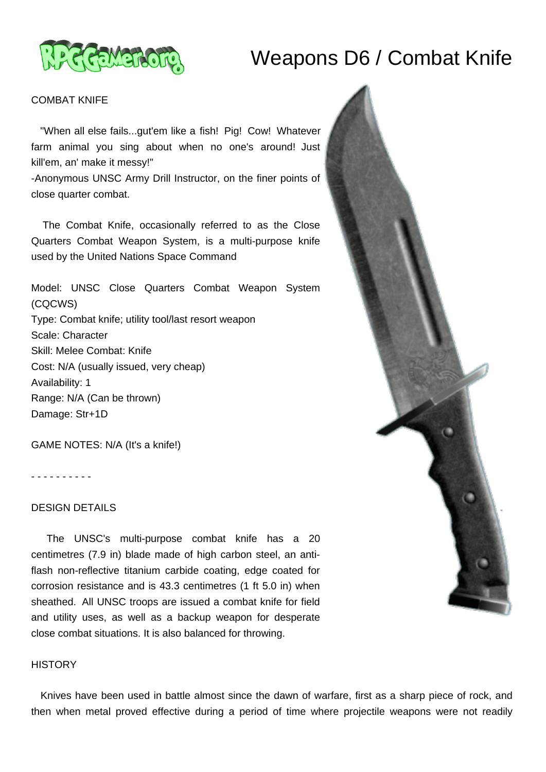# Weapons D6 / Combat Knife

COMBAT KNIFE

"When all else fails...gut'em like a fish! Pig! Cow! Whatever farm animal you sing about when no one's around! Just kill'em, an' make it messy!"
-Anonymous UNSC Army Drill Instructor, on the finer points of close quarter combat.

The Combat Knife, occasionally referred to as the Close Quarters Combat Weapon System, is a multi-purpose knife used by the United Nations Space Command

Model: UNSC Close Quarters Combat Weapon System (CQCWS)
Type: Combat knife; utility tool/last resort weapon
Scale: Character
Skill: Melee Combat: Knife
Cost: N/A (usually issued, very cheap)
Availability: 1
Range: N/A (Can be thrown)
Damage: Str+1D

GAME NOTES: N/A (It's a knife!)

- - - - - - - - - -

DESIGN DETAILS

The UNSC's multi-purpose combat knife has a 20 centimetres (7.9 in) blade made of high carbon steel, an anti-flash non-reflective titanium carbide coating, edge coated for corrosion resistance and is 43.3 centimetres (1 ft 5.0 in) when sheathed. All UNSC troops are issued a combat knife for field and utility uses, as well as a backup weapon for desperate close combat situations. It is also balanced for throwing.

HISTORY

Knives have been used in battle almost since the dawn of warfare, first as a sharp piece of rock, and then when metal proved effective during a period of time where projectile weapons were not readily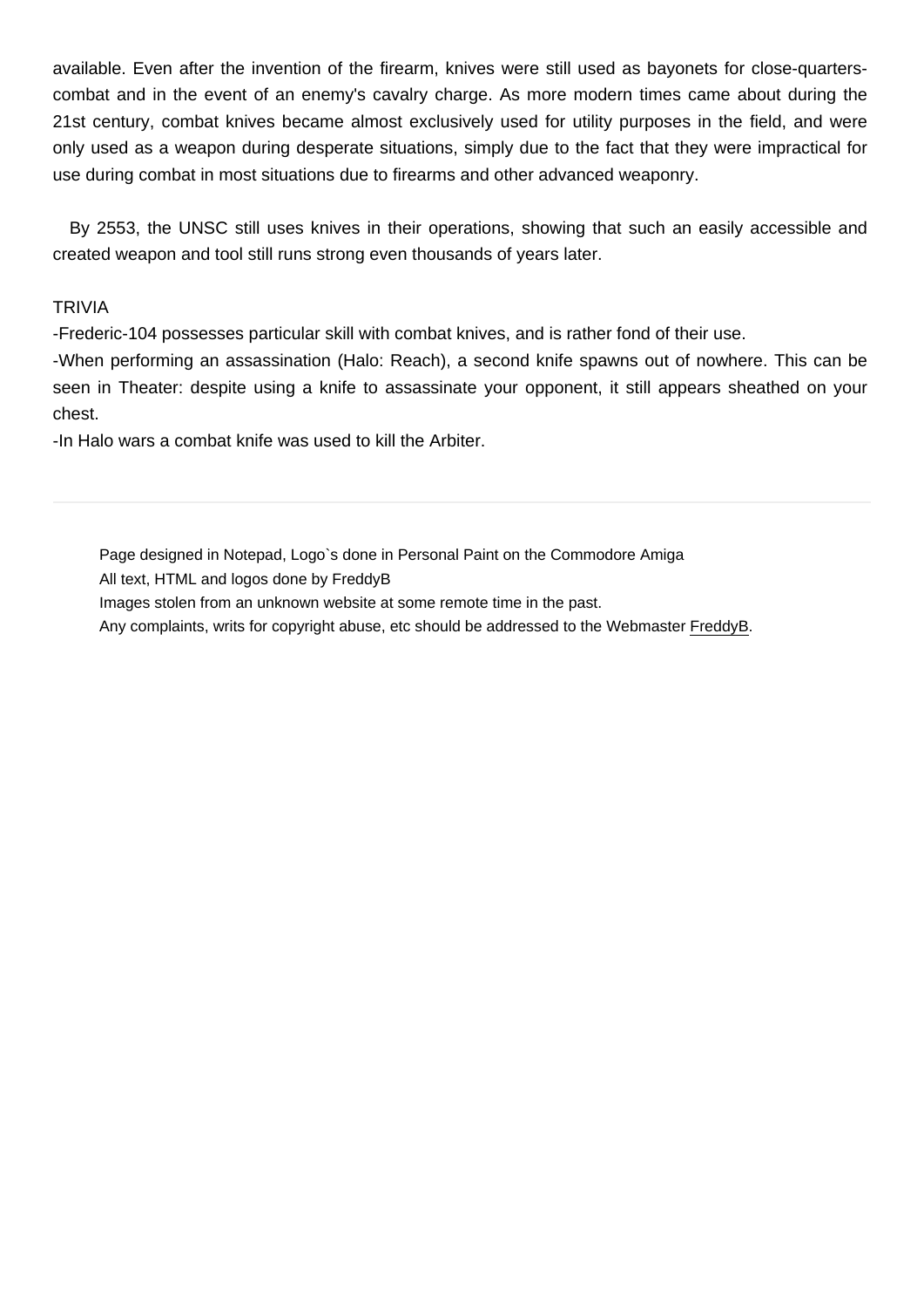available. Even after the invention of the firearm, knives were still used as bayonets for close-quarters-combat and in the event of an enemy's cavalry charge. As more modern times came about during the 21st century, combat knives became almost exclusively used for utility purposes in the field, and were only used as a weapon during desperate situations, simply due to the fact that they were impractical for use during combat in most situations due to firearms and other advanced weaponry.

By 2553, the UNSC still uses knives in their operations, showing that such an easily accessible and created weapon and tool still runs strong even thousands of years later.

TRIVIA

-Frederic-104 possesses particular skill with combat knives, and is rather fond of their use.
-When performing an assassination (Halo: Reach), a second knife spawns out of nowhere. This can be seen in Theater: despite using a knife to assassinate your opponent, it still appears sheathed on your chest.
-In Halo wars a combat knife was used to kill the Arbiter.

---

Page designed in Notepad, Logo`s done in Personal Paint on the Commodore Amiga
All text, HTML and logos done by FreddyB
Images stolen from an unknown website at some remote time in the past.
Any complaints, writs for copyright abuse, etc should be addressed to the Webmaster FreddyB.